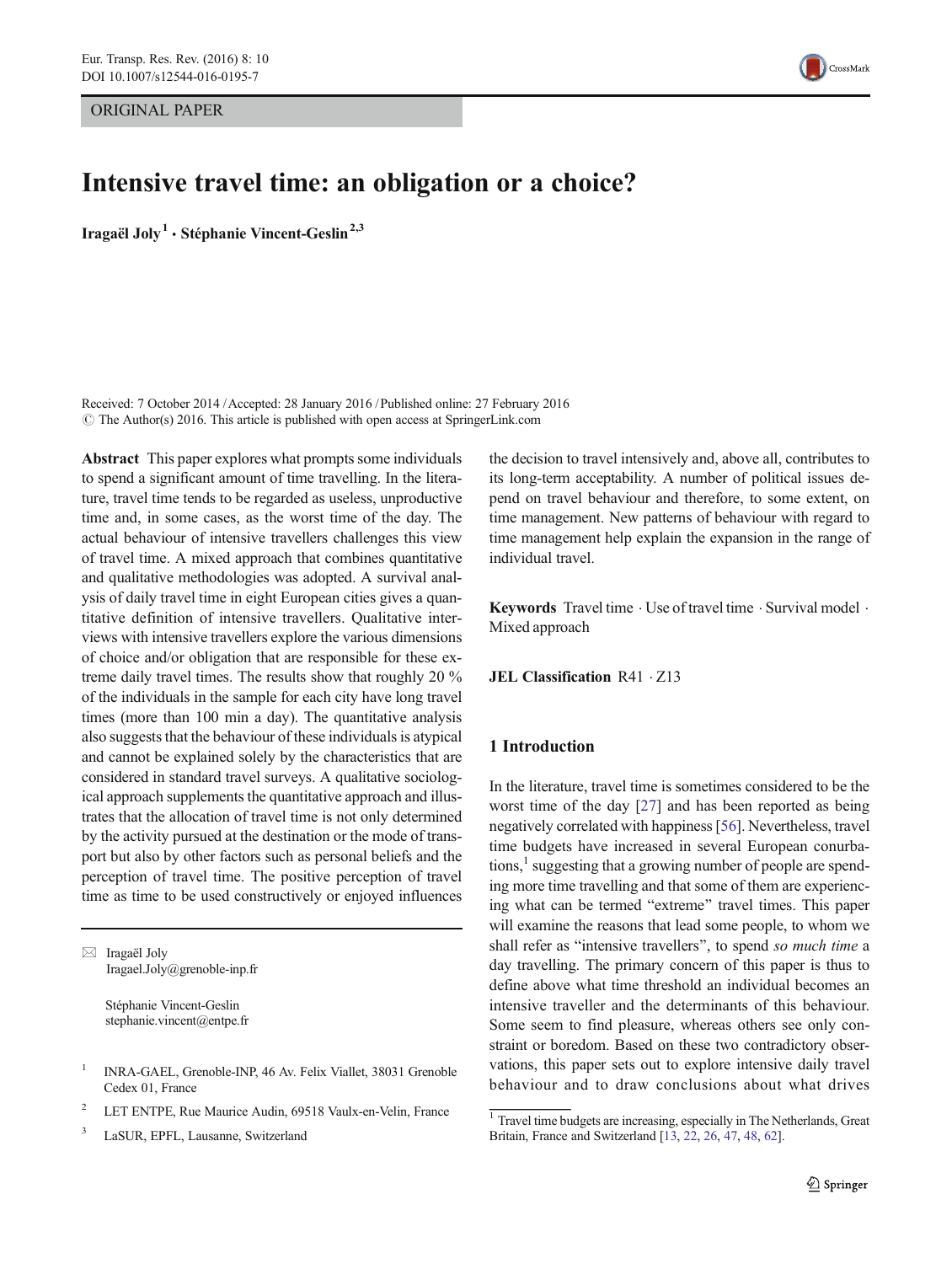ORIGINAL PAPER

# Intensive travel time: an obligation or a choice?

**Iragaël Joly**[1] **· Stéphanie Vincent-Geslin**[2,3]

Received: 7 October 2014 / Accepted: 28 January 2016 / Published online: 27 February 2016
© The Author(s) 2016. This article is published with open access at SpringerLink.com

**Abstract** This paper explores what prompts some individuals to spend a significant amount of time travelling. In the literature, travel time tends to be regarded as useless, unproductive time and, in some cases, as the worst time of the day. The actual behaviour of intensive travellers challenges this view of travel time. A mixed approach that combines quantitative and qualitative methodologies was adopted. A survival analysis of daily travel time in eight European cities gives a quantitative definition of intensive travellers. Qualitative interviews with intensive travellers explore the various dimensions of choice and/or obligation that are responsible for these extreme daily travel times. The results show that roughly 20 % of the individuals in the sample for each city have long travel times (more than 100 min a day). The quantitative analysis also suggests that the behaviour of these individuals is atypical and cannot be explained solely by the characteristics that are considered in standard travel surveys. A qualitative sociological approach supplements the quantitative approach and illustrates that the allocation of travel time is not only determined by the activity pursued at the destination or the mode of transport but also by other factors such as personal beliefs and the perception of travel time. The positive perception of travel time as time to be used constructively or enjoyed influences the decision to travel intensively and, above all, contributes to its long-term acceptability. A number of political issues depend on travel behaviour and therefore, to some extent, on time management. New patterns of behaviour with regard to time management help explain the expansion in the range of individual travel.

**Keywords** Travel time · Use of travel time · Survival model · Mixed approach

**JEL Classification** R41 · Z13

✉ Iragaël Joly
Iragael.Joly@grenoble-inp.fr

Stéphanie Vincent-Geslin
stephanie.vincent@entpe.fr

[1] INRA-GAEL, Grenoble-INP, 46 Av. Felix Viallet, 38031 Grenoble Cedex 01, France

[2] LET ENTPE, Rue Maurice Audin, 69518 Vaulx-en-Velin, France

[3] LaSUR, EPFL, Lausanne, Switzerland

## 1 Introduction

In the literature, travel time is sometimes considered to be the worst time of the day [27] and has been reported as being negatively correlated with happiness [56]. Nevertheless, travel time budgets have increased in several European conurbations,[1] suggesting that a growing number of people are spending more time travelling and that some of them are experiencing what can be termed "extreme" travel times. This paper will examine the reasons that lead some people, to whom we shall refer as "intensive travellers", to spend *so much time* a day travelling. The primary concern of this paper is thus to define above what time threshold an individual becomes an intensive traveller and the determinants of this behaviour. Some seem to find pleasure, whereas others see only constraint or boredom. Based on these two contradictory observations, this paper sets out to explore intensive daily travel behaviour and to draw conclusions about what drives

[1] Travel time budgets are increasing, especially in The Netherlands, Great Britain, France and Switzerland [13, 22, 26, 47, 48, 62].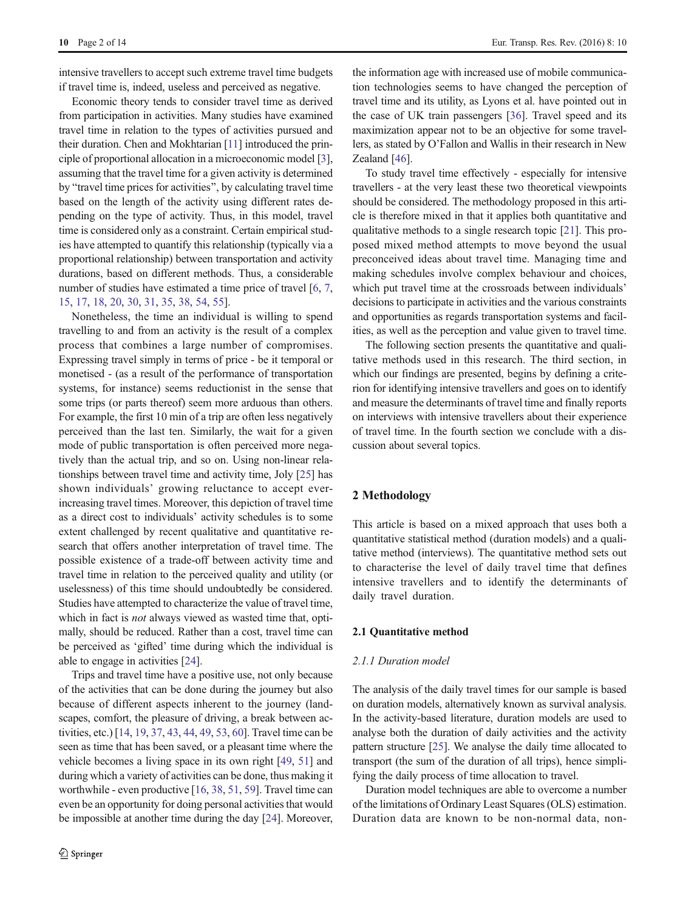intensive travellers to accept such extreme travel time budgets if travel time is, indeed, useless and perceived as negative.

Economic theory tends to consider travel time as derived from participation in activities. Many studies have examined travel time in relation to the types of activities pursued and their duration. Chen and Mokhtarian [11] introduced the principle of proportional allocation in a microeconomic model [3], assuming that the travel time for a given activity is determined by "travel time prices for activities", by calculating travel time based on the length of the activity using different rates depending on the type of activity. Thus, in this model, travel time is considered only as a constraint. Certain empirical studies have attempted to quantify this relationship (typically via a proportional relationship) between transportation and activity durations, based on different methods. Thus, a considerable number of studies have estimated a time price of travel [6, 7, 15, 17, 18, 20, 30, 31, 35, 38, 54, 55].

Nonetheless, the time an individual is willing to spend travelling to and from an activity is the result of a complex process that combines a large number of compromises. Expressing travel simply in terms of price - be it temporal or monetised - (as a result of the performance of transportation systems, for instance) seems reductionist in the sense that some trips (or parts thereof) seem more arduous than others. For example, the first 10 min of a trip are often less negatively perceived than the last ten. Similarly, the wait for a given mode of public transportation is often perceived more negatively than the actual trip, and so on. Using non-linear relationships between travel time and activity time, Joly [25] has shown individuals' growing reluctance to accept ever-increasing travel times. Moreover, this depiction of travel time as a direct cost to individuals' activity schedules is to some extent challenged by recent qualitative and quantitative research that offers another interpretation of travel time. The possible existence of a trade-off between activity time and travel time in relation to the perceived quality and utility (or uselessness) of this time should undoubtedly be considered. Studies have attempted to characterize the value of travel time, which in fact is *not* always viewed as wasted time that, optimally, should be reduced. Rather than a cost, travel time can be perceived as 'gifted' time during which the individual is able to engage in activities [24].

Trips and travel time have a positive use, not only because of the activities that can be done during the journey but also because of different aspects inherent to the journey (landscapes, comfort, the pleasure of driving, a break between activities, etc.) [14, 19, 37, 43, 44, 49, 53, 60]. Travel time can be seen as time that has been saved, or a pleasant time where the vehicle becomes a living space in its own right [49, 51] and during which a variety of activities can be done, thus making it worthwhile - even productive [16, 38, 51, 59]. Travel time can even be an opportunity for doing personal activities that would be impossible at another time during the day [24]. Moreover, the information age with increased use of mobile communication technologies seems to have changed the perception of travel time and its utility, as Lyons et al. have pointed out in the case of UK train passengers [36]. Travel speed and its maximization appear not to be an objective for some travellers, as stated by O'Fallon and Wallis in their research in New Zealand [46].

To study travel time effectively - especially for intensive travellers - at the very least these two theoretical viewpoints should be considered. The methodology proposed in this article is therefore mixed in that it applies both quantitative and qualitative methods to a single research topic [21]. This proposed mixed method attempts to move beyond the usual preconceived ideas about travel time. Managing time and making schedules involve complex behaviour and choices, which put travel time at the crossroads between individuals' decisions to participate in activities and the various constraints and opportunities as regards transportation systems and facilities, as well as the perception and value given to travel time.

The following section presents the quantitative and qualitative methods used in this research. The third section, in which our findings are presented, begins by defining a criterion for identifying intensive travellers and goes on to identify and measure the determinants of travel time and finally reports on interviews with intensive travellers about their experience of travel time. In the fourth section we conclude with a discussion about several topics.

## 2 Methodology

This article is based on a mixed approach that uses both a quantitative statistical method (duration models) and a qualitative method (interviews). The quantitative method sets out to characterise the level of daily travel time that defines intensive travellers and to identify the determinants of daily travel duration.

### 2.1 Quantitative method

#### *2.1.1 Duration model*

The analysis of the daily travel times for our sample is based on duration models, alternatively known as survival analysis. In the activity-based literature, duration models are used to analyse both the duration of daily activities and the activity pattern structure [25]. We analyse the daily time allocated to transport (the sum of the duration of all trips), hence simplifying the daily process of time allocation to travel.

Duration model techniques are able to overcome a number of the limitations of Ordinary Least Squares (OLS) estimation. Duration data are known to be non-normal data, non-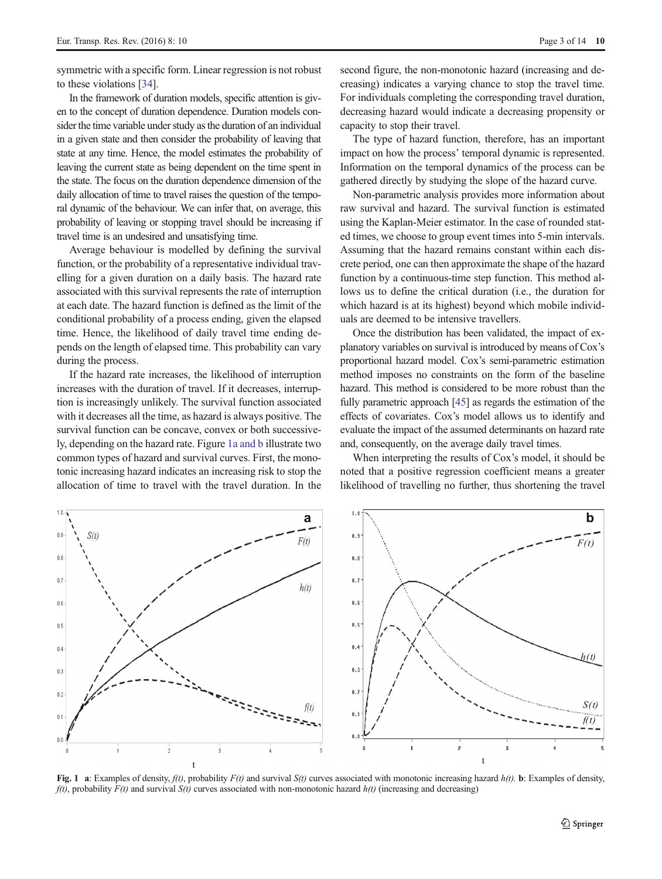symmetric with a specific form. Linear regression is not robust to these violations [34].

In the framework of duration models, specific attention is given to the concept of duration dependence. Duration models consider the time variable under study as the duration of an individual in a given state and then consider the probability of leaving that state at any time. Hence, the model estimates the probability of leaving the current state as being dependent on the time spent in the state. The focus on the duration dependence dimension of the daily allocation of time to travel raises the question of the temporal dynamic of the behaviour. We can infer that, on average, this probability of leaving or stopping travel should be increasing if travel time is an undesired and unsatisfying time.

Average behaviour is modelled by defining the survival function, or the probability of a representative individual travelling for a given duration on a daily basis. The hazard rate associated with this survival represents the rate of interruption at each date. The hazard function is defined as the limit of the conditional probability of a process ending, given the elapsed time. Hence, the likelihood of daily travel time ending depends on the length of elapsed time. This probability can vary during the process.

If the hazard rate increases, the likelihood of interruption increases with the duration of travel. If it decreases, interruption is increasingly unlikely. The survival function associated with it decreases all the time, as hazard is always positive. The survival function can be concave, convex or both successively, depending on the hazard rate. Figure 1a and b illustrate two common types of hazard and survival curves. First, the monotonic increasing hazard indicates an increasing risk to stop the allocation of time to travel with the travel duration. In the second figure, the non-monotonic hazard (increasing and decreasing) indicates a varying chance to stop the travel time. For individuals completing the corresponding travel duration, decreasing hazard would indicate a decreasing propensity or capacity to stop their travel.

The type of hazard function, therefore, has an important impact on how the process' temporal dynamic is represented. Information on the temporal dynamics of the process can be gathered directly by studying the slope of the hazard curve.

Non-parametric analysis provides more information about raw survival and hazard. The survival function is estimated using the Kaplan-Meier estimator. In the case of rounded stated times, we choose to group event times into 5-min intervals. Assuming that the hazard remains constant within each discrete period, one can then approximate the shape of the hazard function by a continuous-time step function. This method allows us to define the critical duration (i.e., the duration for which hazard is at its highest) beyond which mobile individuals are deemed to be intensive travellers.

Once the distribution has been validated, the impact of explanatory variables on survival is introduced by means of Cox's proportional hazard model. Cox's semi-parametric estimation method imposes no constraints on the form of the baseline hazard. This method is considered to be more robust than the fully parametric approach [45] as regards the estimation of the effects of covariates. Cox's model allows us to identify and evaluate the impact of the assumed determinants on hazard rate and, consequently, on the average daily travel times.

When interpreting the results of Cox's model, it should be noted that a positive regression coefficient means a greater likelihood of travelling no further, thus shortening the travel

**Fig. 1** **a**: Examples of density, $f(t)$, probability $F(t)$ and survival $S(t)$ curves associated with monotonic increasing hazard $h(t)$. **b**: Examples of density, $f(t)$, probability $F(t)$ and survival $S(t)$ curves associated with non-monotonic hazard $h(t)$ (increasing and decreasing)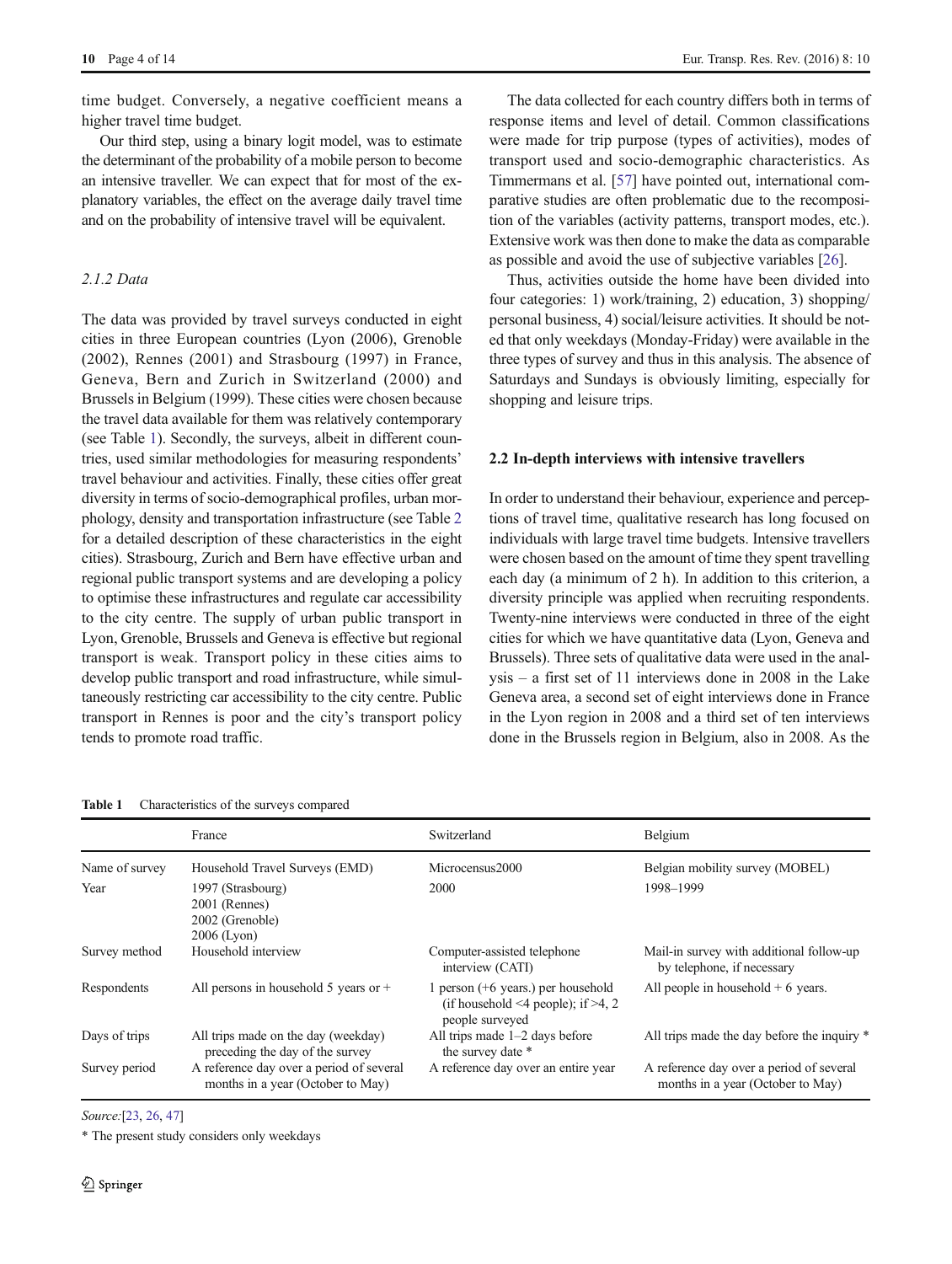time budget. Conversely, a negative coefficient means a higher travel time budget.

Our third step, using a binary logit model, was to estimate the determinant of the probability of a mobile person to become an intensive traveller. We can expect that for most of the explanatory variables, the effect on the average daily travel time and on the probability of intensive travel will be equivalent.

### *2.1.2 Data*

The data was provided by travel surveys conducted in eight cities in three European countries (Lyon (2006), Grenoble (2002), Rennes (2001) and Strasbourg (1997) in France, Geneva, Bern and Zurich in Switzerland (2000) and Brussels in Belgium (1999). These cities were chosen because the travel data available for them was relatively contemporary (see Table 1). Secondly, the surveys, albeit in different countries, used similar methodologies for measuring respondents' travel behaviour and activities. Finally, these cities offer great diversity in terms of socio-demographical profiles, urban morphology, density and transportation infrastructure (see Table 2 for a detailed description of these characteristics in the eight cities). Strasbourg, Zurich and Bern have effective urban and regional public transport systems and are developing a policy to optimise these infrastructures and regulate car accessibility to the city centre. The supply of urban public transport in Lyon, Grenoble, Brussels and Geneva is effective but regional transport is weak. Transport policy in these cities aims to develop public transport and road infrastructure, while simultaneously restricting car accessibility to the city centre. Public transport in Rennes is poor and the city's transport policy tends to promote road traffic.

The data collected for each country differs both in terms of response items and level of detail. Common classifications were made for trip purpose (types of activities), modes of transport used and socio-demographic characteristics. As Timmermans et al. [57] have pointed out, international comparative studies are often problematic due to the recomposition of the variables (activity patterns, transport modes, etc.). Extensive work was then done to make the data as comparable as possible and avoid the use of subjective variables [26].

Thus, activities outside the home have been divided into four categories: 1) work/training, 2) education, 3) shopping/personal business, 4) social/leisure activities. It should be noted that only weekdays (Monday-Friday) were available in the three types of survey and thus in this analysis. The absence of Saturdays and Sundays is obviously limiting, especially for shopping and leisure trips.

## 2.2 In-depth interviews with intensive travellers

In order to understand their behaviour, experience and perceptions of travel time, qualitative research has long focused on individuals with large travel time budgets. Intensive travellers were chosen based on the amount of time they spent travelling each day (a minimum of 2 h). In addition to this criterion, a diversity principle was applied when recruiting respondents. Twenty-nine interviews were conducted in three of the eight cities for which we have quantitative data (Lyon, Geneva and Brussels). Three sets of qualitative data were used in the analysis – a first set of 11 interviews done in 2008 in the Lake Geneva area, a second set of eight interviews done in France in the Lyon region in 2008 and a third set of ten interviews done in the Brussels region in Belgium, also in 2008. As the

**Table 1** Characteristics of the surveys compared

| | France | Switzerland | Belgium |
|---|---|---|---|
| Name of survey | Household Travel Surveys (EMD) | Microcensus2000 | Belgian mobility survey (MOBEL) |
| Year | 1997 (Strasbourg)<br>2001 (Rennes)<br>2002 (Grenoble)<br>2006 (Lyon) | 2000 | 1998–1999 |
| Survey method | Household interview | Computer-assisted telephone interview (CATI) | Mail-in survey with additional follow-up by telephone, if necessary |
| Respondents | All persons in household 5 years or + | 1 person (+6 years.) per household (if household <4 people); if >4, 2 people surveyed | All people in household + 6 years. |
| Days of trips | All trips made on the day (weekday) preceding the day of the survey | All trips made 1–2 days before the survey date * | All trips made the day before the inquiry * |
| Survey period | A reference day over a period of several months in a year (October to May) | A reference day over an entire year | A reference day over a period of several months in a year (October to May) |

*Source:* [23, 26, 47]

\* The present study considers only weekdays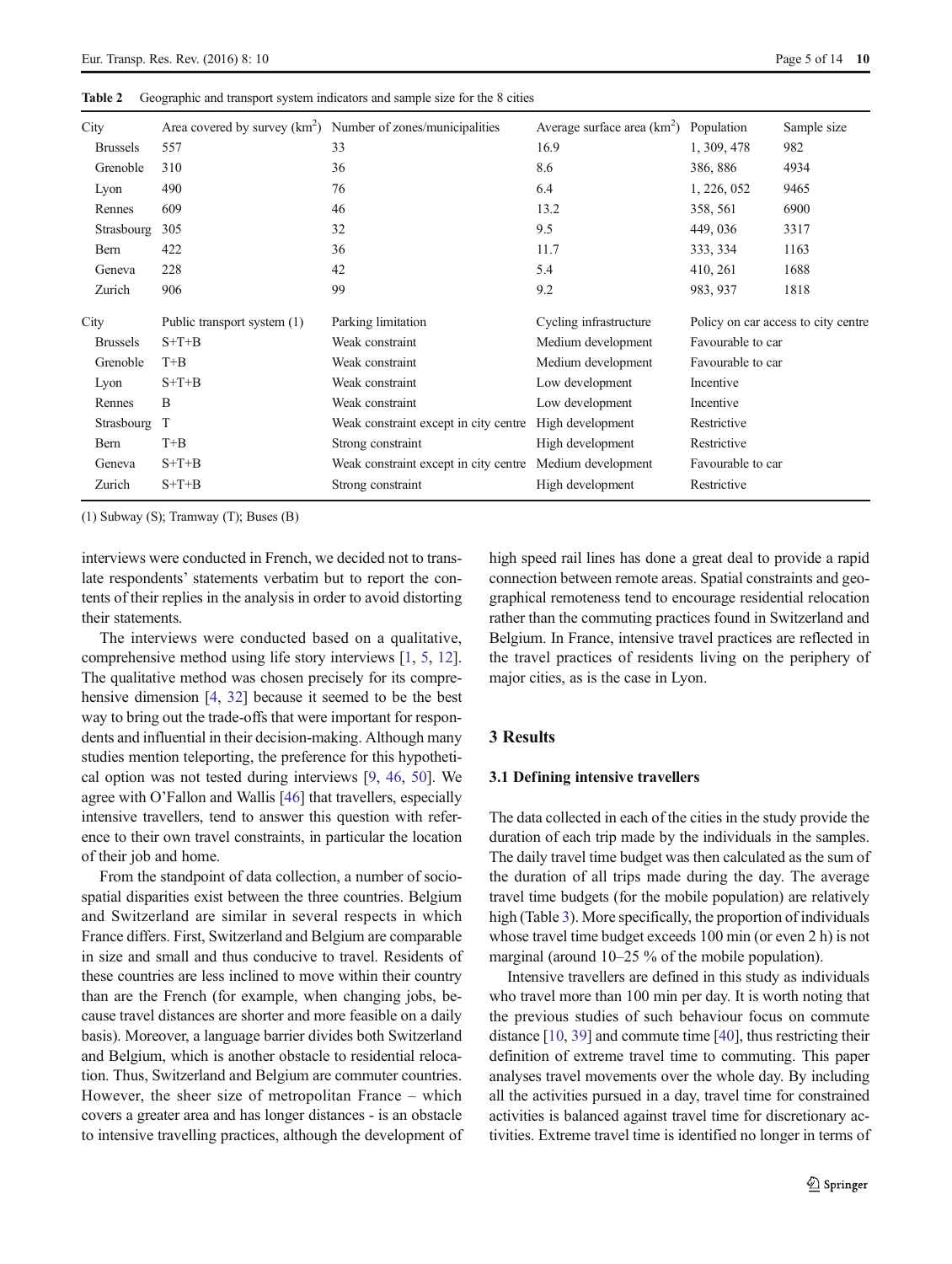**Table 2** Geographic and transport system indicators and sample size for the 8 cities

| City | Area covered by survey (km$^2$) | Number of zones/municipalities | Average surface area (km$^2$) | Population | Sample size |
|---|---|---|---|---|---|
| Brussels | 557 | 33 | 16.9 | 1, 309, 478 | 982 |
| Grenoble | 310 | 36 | 8.6 | 386, 886 | 4934 |
| Lyon | 490 | 76 | 6.4 | 1, 226, 052 | 9465 |
| Rennes | 609 | 46 | 13.2 | 358, 561 | 6900 |
| Strasbourg | 305 | 32 | 9.5 | 449, 036 | 3317 |
| Bern | 422 | 36 | 11.7 | 333, 334 | 1163 |
| Geneva | 228 | 42 | 5.4 | 410, 261 | 1688 |
| Zurich | 906 | 99 | 9.2 | 983, 937 | 1818 |

| City | Public transport system (1) | Parking limitation | Cycling infrastructure | Policy on car access to city centre |
|---|---|---|---|---|
| Brussels | S+T+B | Weak constraint | Medium development | Favourable to car |
| Grenoble | T+B | Weak constraint | Medium development | Favourable to car |
| Lyon | S+T+B | Weak constraint | Low development | Incentive |
| Rennes | B | Weak constraint | Low development | Incentive |
| Strasbourg | T | Weak constraint except in city centre | High development | Restrictive |
| Bern | T+B | Strong constraint | High development | Restrictive |
| Geneva | S+T+B | Weak constraint except in city centre | Medium development | Favourable to car |
| Zurich | S+T+B | Strong constraint | High development | Restrictive |

(1) Subway (S); Tramway (T); Buses (B)

interviews were conducted in French, we decided not to translate respondents' statements verbatim but to report the contents of their replies in the analysis in order to avoid distorting their statements.

The interviews were conducted based on a qualitative, comprehensive method using life story interviews [1, 5, 12]. The qualitative method was chosen precisely for its comprehensive dimension [4, 32] because it seemed to be the best way to bring out the trade-offs that were important for respondents and influential in their decision-making. Although many studies mention teleporting, the preference for this hypothetical option was not tested during interviews [9, 46, 50]. We agree with O'Fallon and Wallis [46] that travellers, especially intensive travellers, tend to answer this question with reference to their own travel constraints, in particular the location of their job and home.

From the standpoint of data collection, a number of socio-spatial disparities exist between the three countries. Belgium and Switzerland are similar in several respects in which France differs. First, Switzerland and Belgium are comparable in size and small and thus conducive to travel. Residents of these countries are less inclined to move within their country than are the French (for example, when changing jobs, because travel distances are shorter and more feasible on a daily basis). Moreover, a language barrier divides both Switzerland and Belgium, which is another obstacle to residential relocation. Thus, Switzerland and Belgium are commuter countries. However, the sheer size of metropolitan France – which covers a greater area and has longer distances - is an obstacle to intensive travelling practices, although the development of high speed rail lines has done a great deal to provide a rapid connection between remote areas. Spatial constraints and geographical remoteness tend to encourage residential relocation rather than the commuting practices found in Switzerland and Belgium. In France, intensive travel practices are reflected in the travel practices of residents living on the periphery of major cities, as is the case in Lyon.

## 3 Results

### 3.1 Defining intensive travellers

The data collected in each of the cities in the study provide the duration of each trip made by the individuals in the samples. The daily travel time budget was then calculated as the sum of the duration of all trips made during the day. The average travel time budgets (for the mobile population) are relatively high (Table 3). More specifically, the proportion of individuals whose travel time budget exceeds 100 min (or even 2 h) is not marginal (around 10–25 % of the mobile population).

Intensive travellers are defined in this study as individuals who travel more than 100 min per day. It is worth noting that the previous studies of such behaviour focus on commute distance [10, 39] and commute time [40], thus restricting their definition of extreme travel time to commuting. This paper analyses travel movements over the whole day. By including all the activities pursued in a day, travel time for constrained activities is balanced against travel time for discretionary activities. Extreme travel time is identified no longer in terms of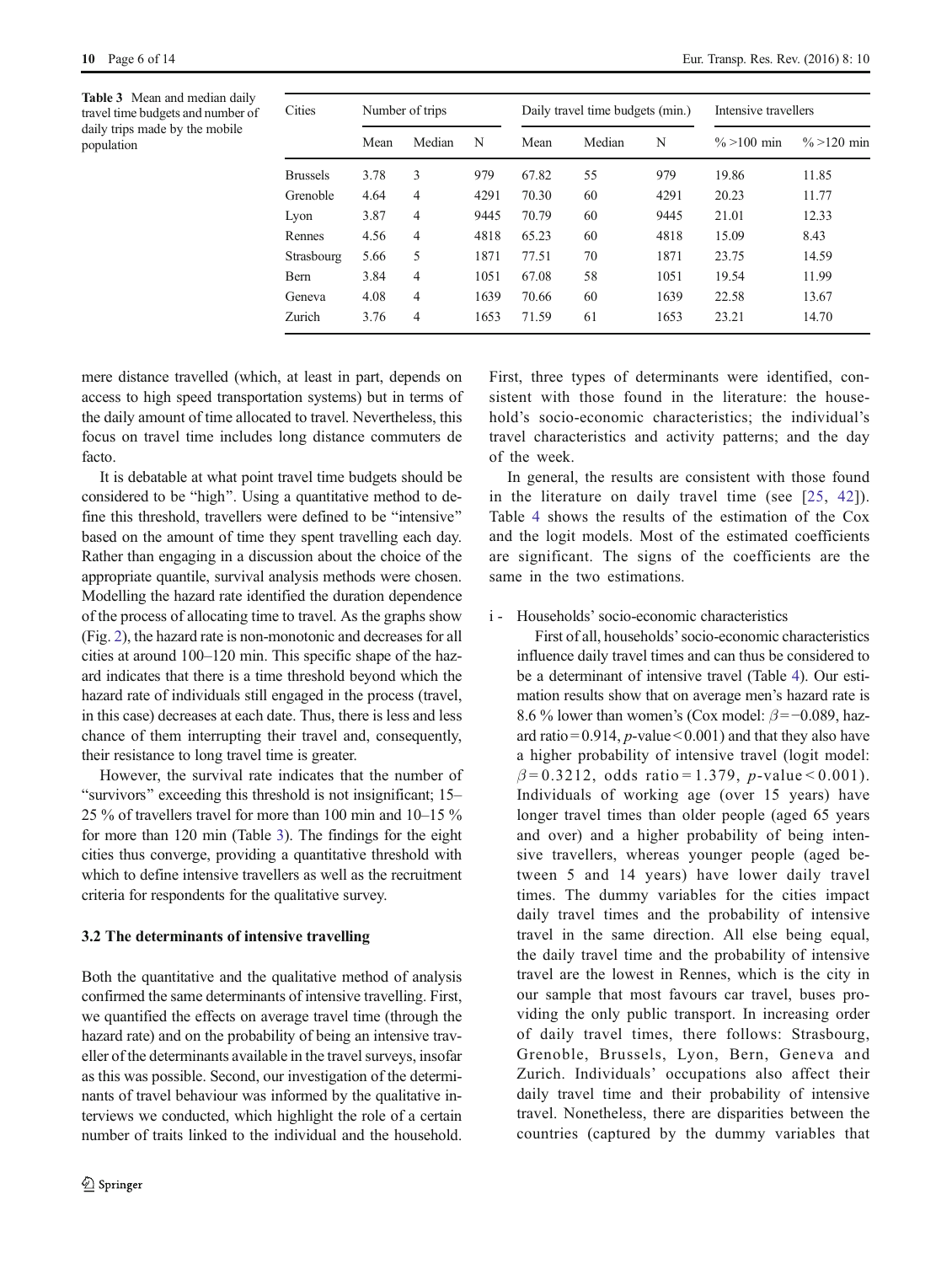Table 3 Mean and median daily travel time budgets and number of daily trips made by the mobile population

| Cities | Number of trips | | | Daily travel time budgets (min.) | | | Intensive travellers | |
|---|---|---|---|---|---|---|---|---|
| | Mean | Median | N | Mean | Median | N | % >100 min | % >120 min |
| Brussels | 3.78 | 3 | 979 | 67.82 | 55 | 979 | 19.86 | 11.85 |
| Grenoble | 4.64 | 4 | 4291 | 70.30 | 60 | 4291 | 20.23 | 11.77 |
| Lyon | 3.87 | 4 | 9445 | 70.79 | 60 | 9445 | 21.01 | 12.33 |
| Rennes | 4.56 | 4 | 4818 | 65.23 | 60 | 4818 | 15.09 | 8.43 |
| Strasbourg | 5.66 | 5 | 1871 | 77.51 | 70 | 1871 | 23.75 | 14.59 |
| Bern | 3.84 | 4 | 1051 | 67.08 | 58 | 1051 | 19.54 | 11.99 |
| Geneva | 4.08 | 4 | 1639 | 70.66 | 60 | 1639 | 22.58 | 13.67 |
| Zurich | 3.76 | 4 | 1653 | 71.59 | 61 | 1653 | 23.21 | 14.70 |

mere distance travelled (which, at least in part, depends on access to high speed transportation systems) but in terms of the daily amount of time allocated to travel. Nevertheless, this focus on travel time includes long distance commuters de facto.

It is debatable at what point travel time budgets should be considered to be "high". Using a quantitative method to define this threshold, travellers were defined to be "intensive" based on the amount of time they spent travelling each day. Rather than engaging in a discussion about the choice of the appropriate quantile, survival analysis methods were chosen. Modelling the hazard rate identified the duration dependence of the process of allocating time to travel. As the graphs show (Fig. 2), the hazard rate is non-monotonic and decreases for all cities at around 100–120 min. This specific shape of the hazard indicates that there is a time threshold beyond which the hazard rate of individuals still engaged in the process (travel, in this case) decreases at each date. Thus, there is less and less chance of them interrupting their travel and, consequently, their resistance to long travel time is greater.

However, the survival rate indicates that the number of "survivors" exceeding this threshold is not insignificant; 15–25 % of travellers travel for more than 100 min and 10–15 % for more than 120 min (Table 3). The findings for the eight cities thus converge, providing a quantitative threshold with which to define intensive travellers as well as the recruitment criteria for respondents for the qualitative survey.

### 3.2 The determinants of intensive travelling

Both the quantitative and the qualitative method of analysis confirmed the same determinants of intensive travelling. First, we quantified the effects on average travel time (through the hazard rate) and on the probability of being an intensive traveller of the determinants available in the travel surveys, insofar as this was possible. Second, our investigation of the determinants of travel behaviour was informed by the qualitative interviews we conducted, which highlight the role of a certain number of traits linked to the individual and the household. First, three types of determinants were identified, consistent with those found in the literature: the household's socio-economic characteristics; the individual's travel characteristics and activity patterns; and the day of the week.

In general, the results are consistent with those found in the literature on daily travel time (see [25, 42]). Table 4 shows the results of the estimation of the Cox and the logit models. Most of the estimated coefficients are significant. The signs of the coefficients are the same in the two estimations.

i - Households' socio-economic characteristics

First of all, households' socio-economic characteristics influence daily travel times and can thus be considered to be a determinant of intensive travel (Table 4). Our estimation results show that on average men's hazard rate is 8.6 % lower than women's (Cox model: $\beta = -0.089$, hazard ratio $= 0.914$, $p$-value $< 0.001$) and that they also have a higher probability of intensive travel (logit model: $\beta = 0.3212$, odds ratio $= 1.379$, $p$-value $< 0.001$). Individuals of working age (over 15 years) have longer travel times than older people (aged 65 years and over) and a higher probability of being intensive travellers, whereas younger people (aged between 5 and 14 years) have lower daily travel times. The dummy variables for the cities impact daily travel times and the probability of intensive travel in the same direction. All else being equal, the daily travel time and the probability of intensive travel are the lowest in Rennes, which is the city in our sample that most favours car travel, buses providing the only public transport. In increasing order of daily travel times, there follows: Strasbourg, Grenoble, Brussels, Lyon, Bern, Geneva and Zurich. Individuals' occupations also affect their daily travel time and their probability of intensive travel. Nonetheless, there are disparities between the countries (captured by the dummy variables that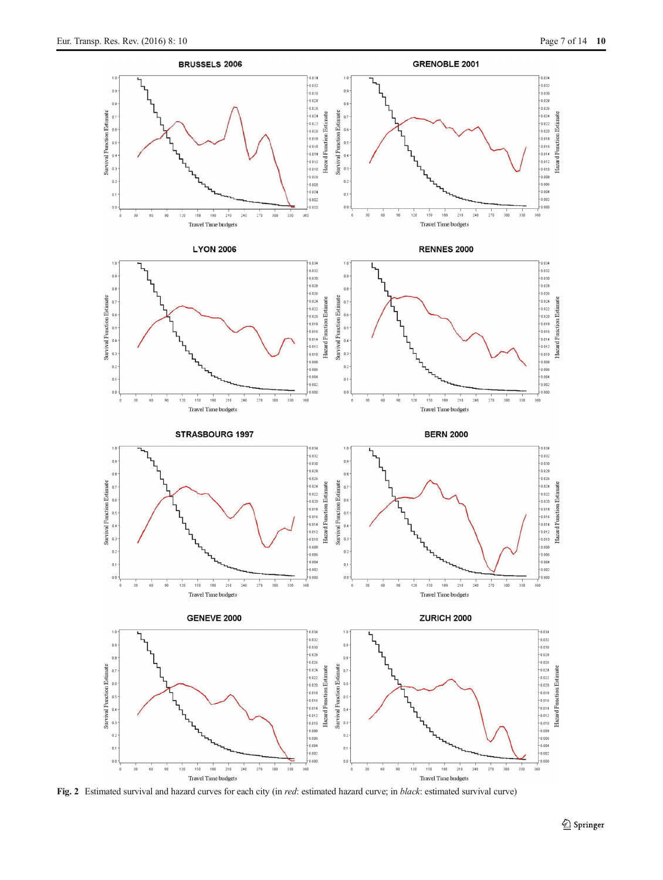**Fig. 2** Estimated survival and hazard curves for each city (in *red*: estimated hazard curve; in *black*: estimated survival curve)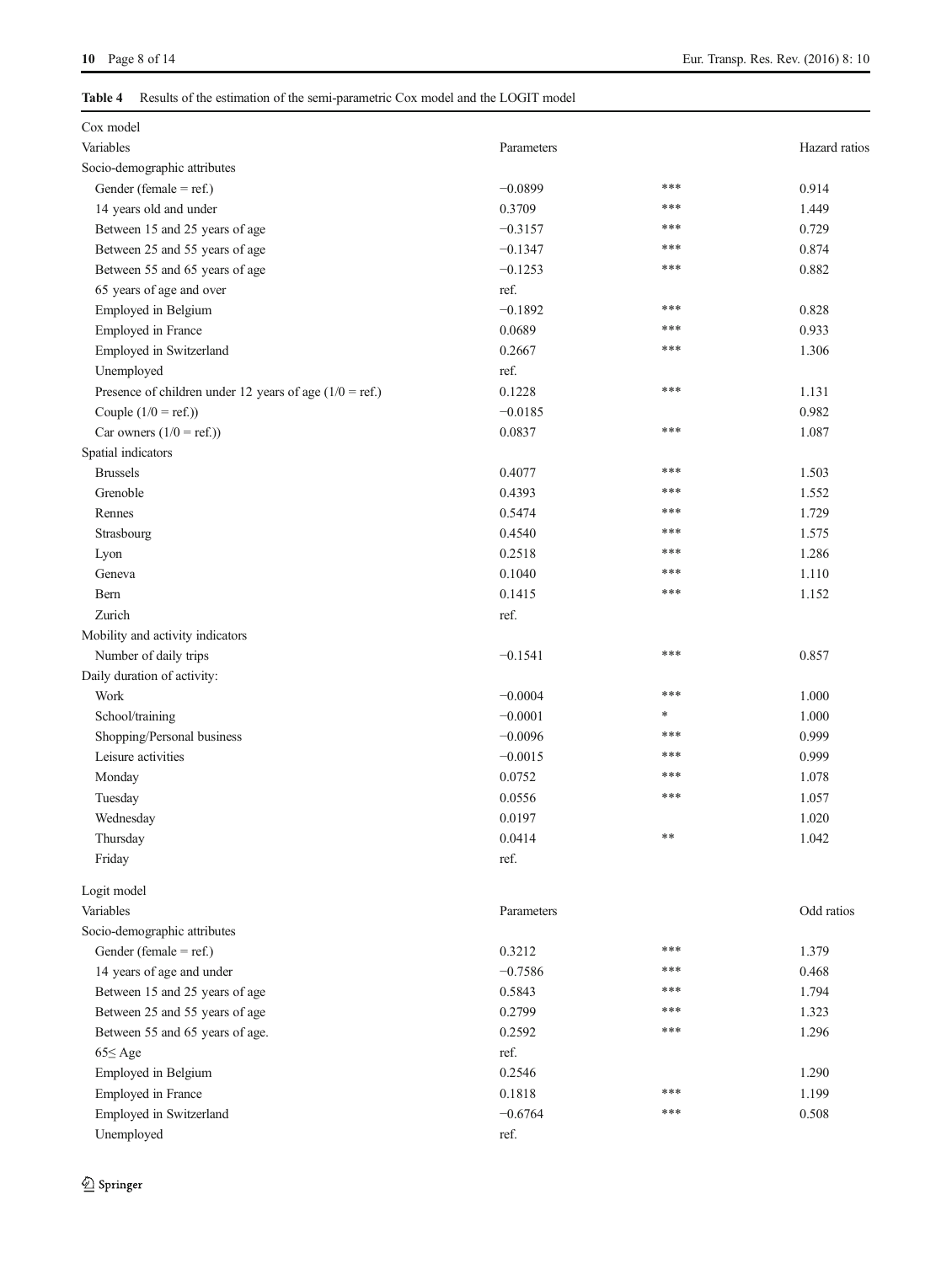**Table 4** Results of the estimation of the semi-parametric Cox model and the LOGIT model

| Cox model | | | |
|---|---|---|---|
| Variables | Parameters | | Hazard ratios |
| Socio-demographic attributes | | | |
| Gender (female = ref.) | −0.0899 | *** | 0.914 |
| 14 years old and under | 0.3709 | *** | 1.449 |
| Between 15 and 25 years of age | −0.3157 | *** | 0.729 |
| Between 25 and 55 years of age | −0.1347 | *** | 0.874 |
| Between 55 and 65 years of age | −0.1253 | *** | 0.882 |
| 65 years of age and over | ref. | | |
| Employed in Belgium | −0.1892 | *** | 0.828 |
| Employed in France | 0.0689 | *** | 0.933 |
| Employed in Switzerland | 0.2667 | *** | 1.306 |
| Unemployed | ref. | | |
| Presence of children under 12 years of age (1/0 = ref.) | 0.1228 | *** | 1.131 |
| Couple (1/0 = ref.)) | −0.0185 | | 0.982 |
| Car owners (1/0 = ref.)) | 0.0837 | *** | 1.087 |
| Spatial indicators | | | |
| Brussels | 0.4077 | *** | 1.503 |
| Grenoble | 0.4393 | *** | 1.552 |
| Rennes | 0.5474 | *** | 1.729 |
| Strasbourg | 0.4540 | *** | 1.575 |
| Lyon | 0.2518 | *** | 1.286 |
| Geneva | 0.1040 | *** | 1.110 |
| Bern | 0.1415 | *** | 1.152 |
| Zurich | ref. | | |
| Mobility and activity indicators | | | |
| Number of daily trips | −0.1541 | *** | 0.857 |
| Daily duration of activity: | | | |
| Work | −0.0004 | *** | 1.000 |
| School/training | −0.0001 | * | 1.000 |
| Shopping/Personal business | −0.0096 | *** | 0.999 |
| Leisure activities | −0.0015 | *** | 0.999 |
| Monday | 0.0752 | *** | 1.078 |
| Tuesday | 0.0556 | *** | 1.057 |
| Wednesday | 0.0197 | | 1.020 |
| Thursday | 0.0414 | ** | 1.042 |
| Friday | ref. | | |
| **Logit model** | | | |
| Variables | Parameters | | Odd ratios |
| Socio-demographic attributes | | | |
| Gender (female = ref.) | 0.3212 | *** | 1.379 |
| 14 years of age and under | −0.7586 | *** | 0.468 |
| Between 15 and 25 years of age | 0.5843 | *** | 1.794 |
| Between 25 and 55 years of age | 0.2799 | *** | 1.323 |
| Between 55 and 65 years of age. | 0.2592 | *** | 1.296 |
| 65≤ Age | ref. | | |
| Employed in Belgium | 0.2546 | | 1.290 |
| Employed in France | 0.1818 | *** | 1.199 |
| Employed in Switzerland | −0.6764 | *** | 0.508 |
| Unemployed | ref. | | |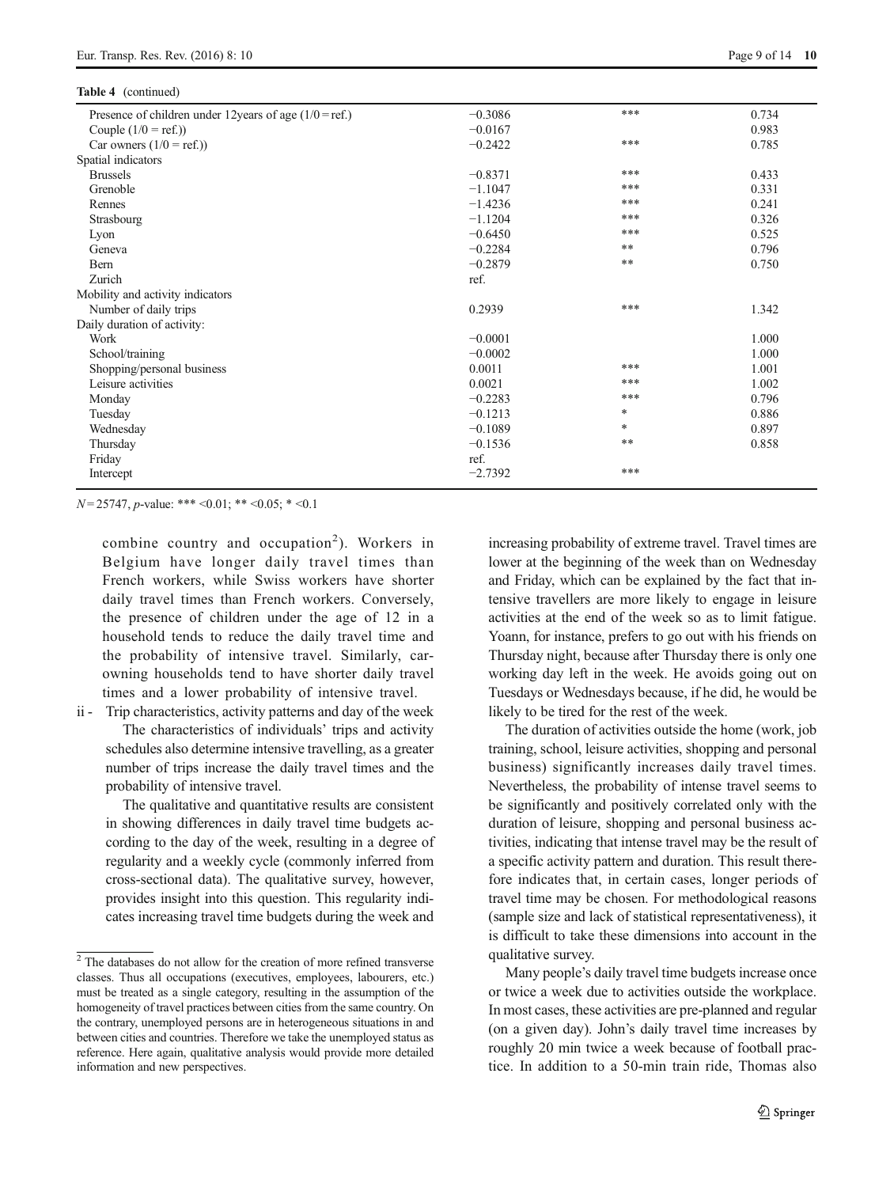**Table 4** (continued)

| | | | |
|---|---|---|---|
| Presence of children under 12years of age (1/0 = ref.) | −0.3086 | *** | 0.734 |
| Couple (1/0 = ref.)) | −0.0167 | | 0.983 |
| Car owners (1/0 = ref.)) | −0.2422 | *** | 0.785 |
| Spatial indicators | | | |
| Brussels | −0.8371 | *** | 0.433 |
| Grenoble | −1.1047 | *** | 0.331 |
| Rennes | −1.4236 | *** | 0.241 |
| Strasbourg | −1.1204 | *** | 0.326 |
| Lyon | −0.6450 | *** | 0.525 |
| Geneva | −0.2284 | ** | 0.796 |
| Bern | −0.2879 | ** | 0.750 |
| Zurich | ref. | | |
| Mobility and activity indicators | | | |
| Number of daily trips | 0.2939 | *** | 1.342 |
| Daily duration of activity: | | | |
| Work | −0.0001 | | 1.000 |
| School/training | −0.0002 | | 1.000 |
| Shopping/personal business | 0.0011 | *** | 1.001 |
| Leisure activities | 0.0021 | *** | 1.002 |
| Monday | −0.2283 | *** | 0.796 |
| Tuesday | −0.1213 | * | 0.886 |
| Wednesday | −0.1089 | * | 0.897 |
| Thursday | −0.1536 | ** | 0.858 |
| Friday | ref. | | |
| Intercept | −2.7392 | *** | |

$N = 25747$, *p*-value: *** <0.01; ** <0.05; * <0.1

combine country and occupation[2]). Workers in Belgium have longer daily travel times than French workers, while Swiss workers have shorter daily travel times than French workers. Conversely, the presence of children under the age of 12 in a household tends to reduce the daily travel time and the probability of intensive travel. Similarly, car-owning households tend to have shorter daily travel times and a lower probability of intensive travel.

ii - Trip characteristics, activity patterns and day of the week

The characteristics of individuals' trips and activity schedules also determine intensive travelling, as a greater number of trips increase the daily travel times and the probability of intensive travel.

The qualitative and quantitative results are consistent in showing differences in daily travel time budgets according to the day of the week, resulting in a degree of regularity and a weekly cycle (commonly inferred from cross-sectional data). The qualitative survey, however, provides insight into this question. This regularity indicates increasing travel time budgets during the week and increasing probability of extreme travel. Travel times are lower at the beginning of the week than on Wednesday and Friday, which can be explained by the fact that intensive travellers are more likely to engage in leisure activities at the end of the week so as to limit fatigue. Yoann, for instance, prefers to go out with his friends on Thursday night, because after Thursday there is only one working day left in the week. He avoids going out on Tuesdays or Wednesdays because, if he did, he would be likely to be tired for the rest of the week.

The duration of activities outside the home (work, job training, school, leisure activities, shopping and personal business) significantly increases daily travel times. Nevertheless, the probability of intense travel seems to be significantly and positively correlated only with the duration of leisure, shopping and personal business activities, indicating that intense travel may be the result of a specific activity pattern and duration. This result therefore indicates that, in certain cases, longer periods of travel time may be chosen. For methodological reasons (sample size and lack of statistical representativeness), it is difficult to take these dimensions into account in the qualitative survey.

Many people's daily travel time budgets increase once or twice a week due to activities outside the workplace. In most cases, these activities are pre-planned and regular (on a given day). John's daily travel time increases by roughly 20 min twice a week because of football practice. In addition to a 50-min train ride, Thomas also

[2] The databases do not allow for the creation of more refined transverse classes. Thus all occupations (executives, employees, labourers, etc.) must be treated as a single category, resulting in the assumption of the homogeneity of travel practices between cities from the same country. On the contrary, unemployed persons are in heterogeneous situations in and between cities and countries. Therefore we take the unemployed status as reference. Here again, qualitative analysis would provide more detailed information and new perspectives.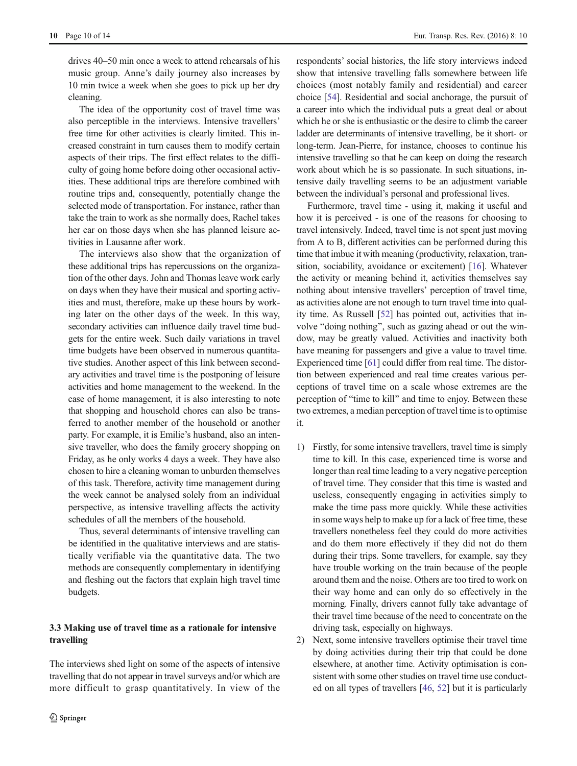drives 40–50 min once a week to attend rehearsals of his music group. Anne's daily journey also increases by 10 min twice a week when she goes to pick up her dry cleaning.

The idea of the opportunity cost of travel time was also perceptible in the interviews. Intensive travellers' free time for other activities is clearly limited. This increased constraint in turn causes them to modify certain aspects of their trips. The first effect relates to the difficulty of going home before doing other occasional activities. These additional trips are therefore combined with routine trips and, consequently, potentially change the selected mode of transportation. For instance, rather than take the train to work as she normally does, Rachel takes her car on those days when she has planned leisure activities in Lausanne after work.

The interviews also show that the organization of these additional trips has repercussions on the organization of the other days. John and Thomas leave work early on days when they have their musical and sporting activities and must, therefore, make up these hours by working later on the other days of the week. In this way, secondary activities can influence daily travel time budgets for the entire week. Such daily variations in travel time budgets have been observed in numerous quantitative studies. Another aspect of this link between secondary activities and travel time is the postponing of leisure activities and home management to the weekend. In the case of home management, it is also interesting to note that shopping and household chores can also be transferred to another member of the household or another party. For example, it is Emilie's husband, also an intensive traveller, who does the family grocery shopping on Friday, as he only works 4 days a week. They have also chosen to hire a cleaning woman to unburden themselves of this task. Therefore, activity time management during the week cannot be analysed solely from an individual perspective, as intensive travelling affects the activity schedules of all the members of the household.

Thus, several determinants of intensive travelling can be identified in the qualitative interviews and are statistically verifiable via the quantitative data. The two methods are consequently complementary in identifying and fleshing out the factors that explain high travel time budgets.

### 3.3 Making use of travel time as a rationale for intensive travelling

The interviews shed light on some of the aspects of intensive travelling that do not appear in travel surveys and/or which are more difficult to grasp quantitatively. In view of the respondents' social histories, the life story interviews indeed show that intensive travelling falls somewhere between life choices (most notably family and residential) and career choice [54]. Residential and social anchorage, the pursuit of a career into which the individual puts a great deal or about which he or she is enthusiastic or the desire to climb the career ladder are determinants of intensive travelling, be it short- or long-term. Jean-Pierre, for instance, chooses to continue his intensive travelling so that he can keep on doing the research work about which he is so passionate. In such situations, intensive daily travelling seems to be an adjustment variable between the individual's personal and professional lives.

Furthermore, travel time - using it, making it useful and how it is perceived - is one of the reasons for choosing to travel intensively. Indeed, travel time is not spent just moving from A to B, different activities can be performed during this time that imbue it with meaning (productivity, relaxation, transition, sociability, avoidance or excitement) [16]. Whatever the activity or meaning behind it, activities themselves say nothing about intensive travellers' perception of travel time, as activities alone are not enough to turn travel time into quality time. As Russell [52] has pointed out, activities that involve "doing nothing", such as gazing ahead or out the window, may be greatly valued. Activities and inactivity both have meaning for passengers and give a value to travel time. Experienced time [61] could differ from real time. The distortion between experienced and real time creates various perceptions of travel time on a scale whose extremes are the perception of "time to kill" and time to enjoy. Between these two extremes, a median perception of travel time is to optimise it.

1) Firstly, for some intensive travellers, travel time is simply time to kill. In this case, experienced time is worse and longer than real time leading to a very negative perception of travel time. They consider that this time is wasted and useless, consequently engaging in activities simply to make the time pass more quickly. While these activities in some ways help to make up for a lack of free time, these travellers nonetheless feel they could do more activities and do them more effectively if they did not do them during their trips. Some travellers, for example, say they have trouble working on the train because of the people around them and the noise. Others are too tired to work on their way home and can only do so effectively in the morning. Finally, drivers cannot fully take advantage of their travel time because of the need to concentrate on the driving task, especially on highways.
2) Next, some intensive travellers optimise their travel time by doing activities during their trip that could be done elsewhere, at another time. Activity optimisation is consistent with some other studies on travel time use conducted on all types of travellers [46, 52] but it is particularly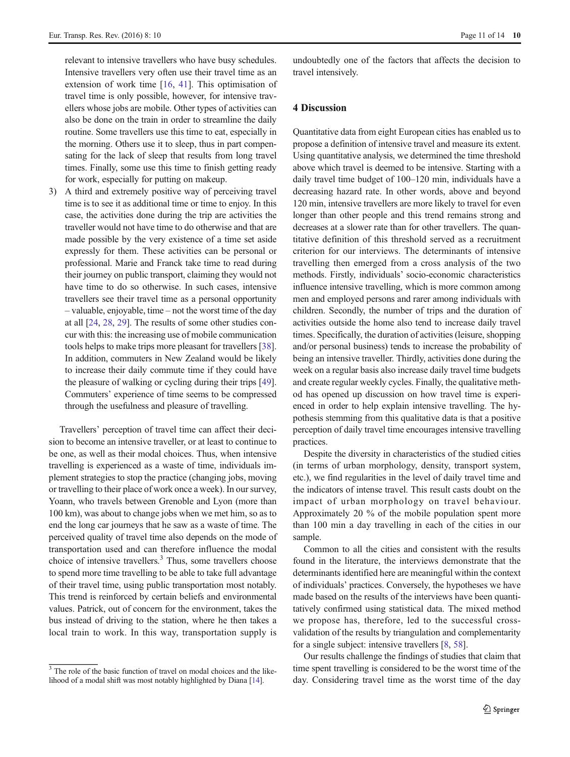relevant to intensive travellers who have busy schedules. Intensive travellers very often use their travel time as an extension of work time [16, 41]. This optimisation of travel time is only possible, however, for intensive travellers whose jobs are mobile. Other types of activities can also be done on the train in order to streamline the daily routine. Some travellers use this time to eat, especially in the morning. Others use it to sleep, thus in part compensating for the lack of sleep that results from long travel times. Finally, some use this time to finish getting ready for work, especially for putting on makeup.

3) A third and extremely positive way of perceiving travel time is to see it as additional time or time to enjoy. In this case, the activities done during the trip are activities the traveller would not have time to do otherwise and that are made possible by the very existence of a time set aside expressly for them. These activities can be personal or professional. Marie and Franck take time to read during their journey on public transport, claiming they would not have time to do so otherwise. In such cases, intensive travellers see their travel time as a personal opportunity – valuable, enjoyable, time – not the worst time of the day at all [24, 28, 29]. The results of some other studies concur with this: the increasing use of mobile communication tools helps to make trips more pleasant for travellers [38]. In addition, commuters in New Zealand would be likely to increase their daily commute time if they could have the pleasure of walking or cycling during their trips [49]. Commuters' experience of time seems to be compressed through the usefulness and pleasure of travelling.

Travellers' perception of travel time can affect their decision to become an intensive traveller, or at least to continue to be one, as well as their modal choices. Thus, when intensive travelling is experienced as a waste of time, individuals implement strategies to stop the practice (changing jobs, moving or travelling to their place of work once a week). In our survey, Yoann, who travels between Grenoble and Lyon (more than 100 km), was about to change jobs when we met him, so as to end the long car journeys that he saw as a waste of time. The perceived quality of travel time also depends on the mode of transportation used and can therefore influence the modal choice of intensive travellers.[3] Thus, some travellers choose to spend more time travelling to be able to take full advantage of their travel time, using public transportation most notably. This trend is reinforced by certain beliefs and environmental values. Patrick, out of concern for the environment, takes the bus instead of driving to the station, where he then takes a local train to work. In this way, transportation supply is undoubtedly one of the factors that affects the decision to travel intensively.

## 4 Discussion

Quantitative data from eight European cities has enabled us to propose a definition of intensive travel and measure its extent. Using quantitative analysis, we determined the time threshold above which travel is deemed to be intensive. Starting with a daily travel time budget of 100–120 min, individuals have a decreasing hazard rate. In other words, above and beyond 120 min, intensive travellers are more likely to travel for even longer than other people and this trend remains strong and decreases at a slower rate than for other travellers. The quantitative definition of this threshold served as a recruitment criterion for our interviews. The determinants of intensive travelling then emerged from a cross analysis of the two methods. Firstly, individuals' socio-economic characteristics influence intensive travelling, which is more common among men and employed persons and rarer among individuals with children. Secondly, the number of trips and the duration of activities outside the home also tend to increase daily travel times. Specifically, the duration of activities (leisure, shopping and/or personal business) tends to increase the probability of being an intensive traveller. Thirdly, activities done during the week on a regular basis also increase daily travel time budgets and create regular weekly cycles. Finally, the qualitative method has opened up discussion on how travel time is experienced in order to help explain intensive travelling. The hypothesis stemming from this qualitative data is that a positive perception of daily travel time encourages intensive travelling practices.

Despite the diversity in characteristics of the studied cities (in terms of urban morphology, density, transport system, etc.), we find regularities in the level of daily travel time and the indicators of intense travel. This result casts doubt on the impact of urban morphology on travel behaviour. Approximately 20 % of the mobile population spent more than 100 min a day travelling in each of the cities in our sample.

Common to all the cities and consistent with the results found in the literature, the interviews demonstrate that the determinants identified here are meaningful within the context of individuals' practices. Conversely, the hypotheses we have made based on the results of the interviews have been quantitatively confirmed using statistical data. The mixed method we propose has, therefore, led to the successful cross-validation of the results by triangulation and complementarity for a single subject: intensive travellers [8, 58].

Our results challenge the findings of studies that claim that time spent travelling is considered to be the worst time of the day. Considering travel time as the worst time of the day

[3] The role of the basic function of travel on modal choices and the likelihood of a modal shift was most notably highlighted by Diana [14].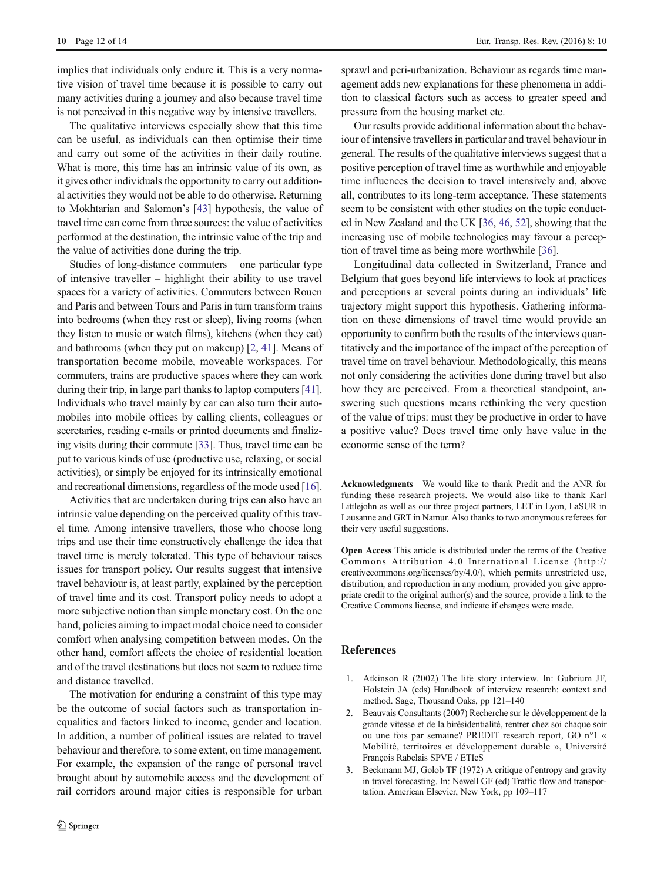implies that individuals only endure it. This is a very normative vision of travel time because it is possible to carry out many activities during a journey and also because travel time is not perceived in this negative way by intensive travellers.

The qualitative interviews especially show that this time can be useful, as individuals can then optimise their time and carry out some of the activities in their daily routine. What is more, this time has an intrinsic value of its own, as it gives other individuals the opportunity to carry out additional activities they would not be able to do otherwise. Returning to Mokhtarian and Salomon's [43] hypothesis, the value of travel time can come from three sources: the value of activities performed at the destination, the intrinsic value of the trip and the value of activities done during the trip.

Studies of long-distance commuters – one particular type of intensive traveller – highlight their ability to use travel spaces for a variety of activities. Commuters between Rouen and Paris and between Tours and Paris in turn transform trains into bedrooms (when they rest or sleep), living rooms (when they listen to music or watch films), kitchens (when they eat) and bathrooms (when they put on makeup) [2, 41]. Means of transportation become mobile, moveable workspaces. For commuters, trains are productive spaces where they can work during their trip, in large part thanks to laptop computers [41]. Individuals who travel mainly by car can also turn their automobiles into mobile offices by calling clients, colleagues or secretaries, reading e-mails or printed documents and finalizing visits during their commute [33]. Thus, travel time can be put to various kinds of use (productive use, relaxing, or social activities), or simply be enjoyed for its intrinsically emotional and recreational dimensions, regardless of the mode used [16].

Activities that are undertaken during trips can also have an intrinsic value depending on the perceived quality of this travel time. Among intensive travellers, those who choose long trips and use their time constructively challenge the idea that travel time is merely tolerated. This type of behaviour raises issues for transport policy. Our results suggest that intensive travel behaviour is, at least partly, explained by the perception of travel time and its cost. Transport policy needs to adopt a more subjective notion than simple monetary cost. On the one hand, policies aiming to impact modal choice need to consider comfort when analysing competition between modes. On the other hand, comfort affects the choice of residential location and of the travel destinations but does not seem to reduce time and distance travelled.

The motivation for enduring a constraint of this type may be the outcome of social factors such as transportation inequalities and factors linked to income, gender and location. In addition, a number of political issues are related to travel behaviour and therefore, to some extent, on time management. For example, the expansion of the range of personal travel brought about by automobile access and the development of rail corridors around major cities is responsible for urban sprawl and peri-urbanization. Behaviour as regards time management adds new explanations for these phenomena in addition to classical factors such as access to greater speed and pressure from the housing market etc.

Our results provide additional information about the behaviour of intensive travellers in particular and travel behaviour in general. The results of the qualitative interviews suggest that a positive perception of travel time as worthwhile and enjoyable time influences the decision to travel intensively and, above all, contributes to its long-term acceptance. These statements seem to be consistent with other studies on the topic conducted in New Zealand and the UK [36, 46, 52], showing that the increasing use of mobile technologies may favour a perception of travel time as being more worthwhile [36].

Longitudinal data collected in Switzerland, France and Belgium that goes beyond life interviews to look at practices and perceptions at several points during an individuals' life trajectory might support this hypothesis. Gathering information on these dimensions of travel time would provide an opportunity to confirm both the results of the interviews quantitatively and the importance of the impact of the perception of travel time on travel behaviour. Methodologically, this means not only considering the activities done during travel but also how they are perceived. From a theoretical standpoint, answering such questions means rethinking the very question of the value of trips: must they be productive in order to have a positive value? Does travel time only have value in the economic sense of the term?

**Acknowledgments** We would like to thank Predit and the ANR for funding these research projects. We would also like to thank Karl Littlejohn as well as our three project partners, LET in Lyon, LaSUR in Lausanne and GRT in Namur. Also thanks to two anonymous referees for their very useful suggestions.

**Open Access** This article is distributed under the terms of the Creative Commons Attribution 4.0 International License (http://creativecommons.org/licenses/by/4.0/), which permits unrestricted use, distribution, and reproduction in any medium, provided you give appropriate credit to the original author(s) and the source, provide a link to the Creative Commons license, and indicate if changes were made.

## References

1. Atkinson R (2002) The life story interview. In: Gubrium JF, Holstein JA (eds) Handbook of interview research: context and method. Sage, Thousand Oaks, pp 121–140
2. Beauvais Consultants (2007) Recherche sur le développement de la grande vitesse et de la birésidentialité, rentrer chez soi chaque soir ou une fois par semaine? PREDIT research report, GO n°1 « Mobilité, territoires et développement durable », Université François Rabelais SPVE / ETIcS
3. Beckmann MJ, Golob TF (1972) A critique of entropy and gravity in travel forecasting. In: Newell GF (ed) Traffic flow and transportation. American Elsevier, New York, pp 109–117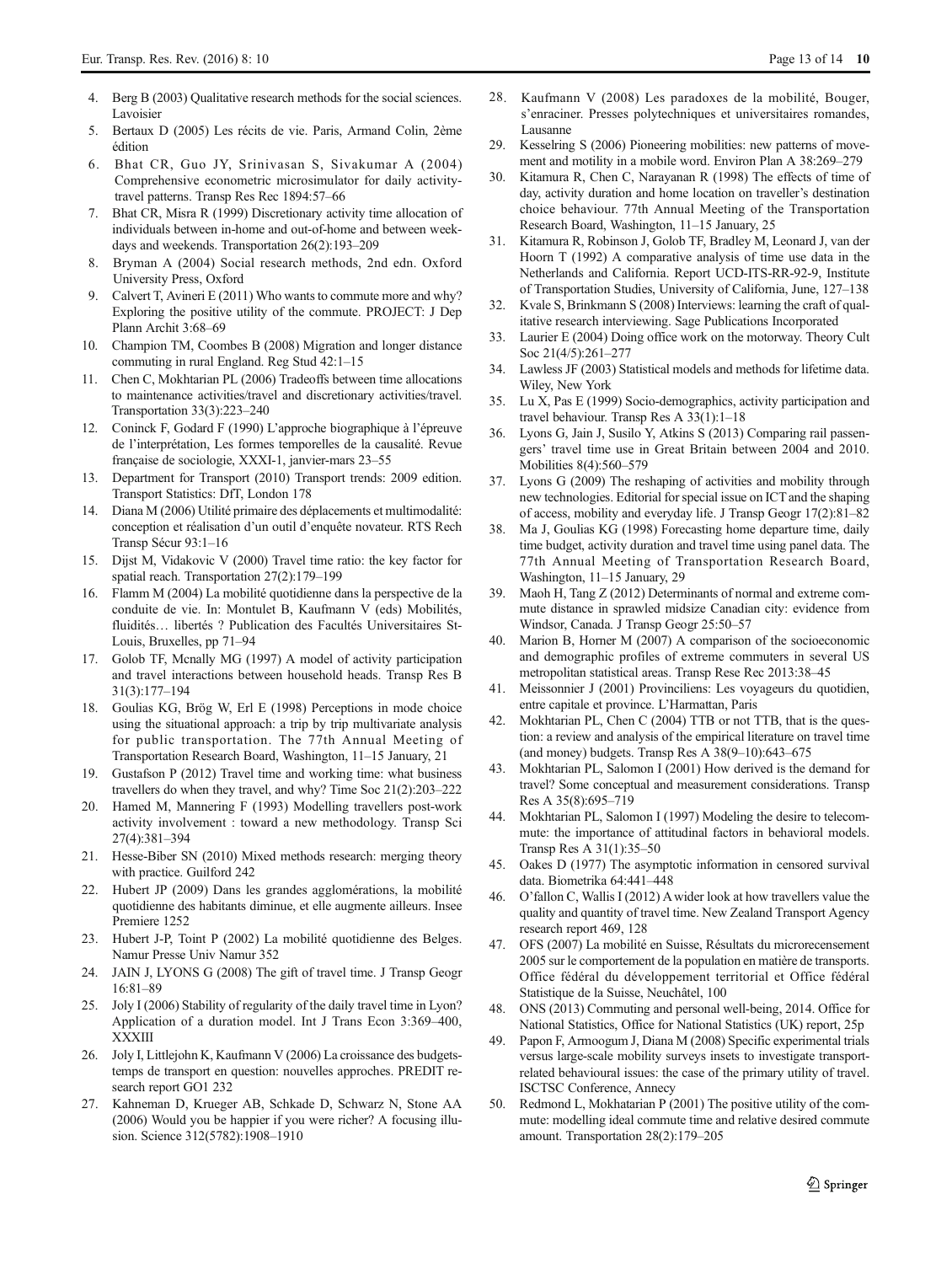4. Berg B (2003) Qualitative research methods for the social sciences. Lavoisier
5. Bertaux D (2005) Les récits de vie. Paris, Armand Colin, 2ème édition
6. Bhat CR, Guo JY, Srinivasan S, Sivakumar A (2004) Comprehensive econometric microsimulator for daily activity-travel patterns. Transp Res Rec 1894:57–66
7. Bhat CR, Misra R (1999) Discretionary activity time allocation of individuals between in-home and out-of-home and between weekdays and weekends. Transportation 26(2):193–209
8. Bryman A (2004) Social research methods, 2nd edn. Oxford University Press, Oxford
9. Calvert T, Avineri E (2011) Who wants to commute more and why? Exploring the positive utility of the commute. PROJECT: J Dep Plann Archit 3:68–69
10. Champion TM, Coombes B (2008) Migration and longer distance commuting in rural England. Reg Stud 42:1–15
11. Chen C, Mokhtarian PL (2006) Tradeoffs between time allocations to maintenance activities/travel and discretionary activities/travel. Transportation 33(3):223–240
12. Coninck F, Godard F (1990) L'approche biographique à l'épreuve de l'interprétation, Les formes temporelles de la causalité. Revue française de sociologie, XXXI-1, janvier-mars 23–55
13. Department for Transport (2010) Transport trends: 2009 edition. Transport Statistics: DfT, London 178
14. Diana M (2006) Utilité primaire des déplacements et multimodalité: conception et réalisation d'un outil d'enquête novateur. RTS Rech Transp Sécur 93:1–16
15. Dijst M, Vidakovic V (2000) Travel time ratio: the key factor for spatial reach. Transportation 27(2):179–199
16. Flamm M (2004) La mobilité quotidienne dans la perspective de la conduite de vie. In: Montulet B, Kaufmann V (eds) Mobilités, fluidités… libertés ? Publication des Facultés Universitaires St-Louis, Bruxelles, pp 71–94
17. Golob TF, Mcnally MG (1997) A model of activity participation and travel interactions between household heads. Transp Res B 31(3):177–194
18. Goulias KG, Brög W, Erl E (1998) Perceptions in mode choice using the situational approach: a trip by trip multivariate analysis for public transportation. The 77th Annual Meeting of Transportation Research Board, Washington, 11–15 January, 21
19. Gustafson P (2012) Travel time and working time: what business travellers do when they travel, and why? Time Soc 21(2):203–222
20. Hamed M, Mannering F (1993) Modelling travellers post-work activity involvement : toward a new methodology. Transp Sci 27(4):381–394
21. Hesse-Biber SN (2010) Mixed methods research: merging theory with practice. Guilford 242
22. Hubert JP (2009) Dans les grandes agglomérations, la mobilité quotidienne des habitants diminue, et elle augmente ailleurs. Insee Premiere 1252
23. Hubert J-P, Toint P (2002) La mobilité quotidienne des Belges. Namur Presse Univ Namur 352
24. JAIN J, LYONS G (2008) The gift of travel time. J Transp Geogr 16:81–89
25. Joly I (2006) Stability of regularity of the daily travel time in Lyon? Application of a duration model. Int J Trans Econ 3:369–400, XXXIII
26. Joly I, Littlejohn K, Kaufmann V (2006) La croissance des budgets-temps de transport en question: nouvelles approches. PREDIT research report GO1 232
27. Kahneman D, Krueger AB, Schkade D, Schwarz N, Stone AA (2006) Would you be happier if you were richer? A focusing illusion. Science 312(5782):1908–1910
28. Kaufmann V (2008) Les paradoxes de la mobilité, Bouger, s'enraciner. Presses polytechniques et universitaires romandes, Lausanne
29. Kesselring S (2006) Pioneering mobilities: new patterns of movement and motility in a mobile word. Environ Plan A 38:269–279
30. Kitamura R, Chen C, Narayanan R (1998) The effects of time of day, activity duration and home location on traveller's destination choice behaviour. 77th Annual Meeting of the Transportation Research Board, Washington, 11–15 January, 25
31. Kitamura R, Robinson J, Golob TF, Bradley M, Leonard J, van der Hoorn T (1992) A comparative analysis of time use data in the Netherlands and California. Report UCD-ITS-RR-92-9, Institute of Transportation Studies, University of California, June, 127–138
32. Kvale S, Brinkmann S (2008) Interviews: learning the craft of qualitative research interviewing. Sage Publications Incorporated
33. Laurier E (2004) Doing office work on the motorway. Theory Cult Soc 21(4/5):261–277
34. Lawless JF (2003) Statistical models and methods for lifetime data. Wiley, New York
35. Lu X, Pas E (1999) Socio-demographics, activity participation and travel behaviour. Transp Res A 33(1):1–18
36. Lyons G, Jain J, Susilo Y, Atkins S (2013) Comparing rail passengers' travel time use in Great Britain between 2004 and 2010. Mobilities 8(4):560–579
37. Lyons G (2009) The reshaping of activities and mobility through new technologies. Editorial for special issue on ICT and the shaping of access, mobility and everyday life. J Transp Geogr 17(2):81–82
38. Ma J, Goulias KG (1998) Forecasting home departure time, daily time budget, activity duration and travel time using panel data. The 77th Annual Meeting of Transportation Research Board, Washington, 11–15 January, 29
39. Maoh H, Tang Z (2012) Determinants of normal and extreme commute distance in sprawled midsize Canadian city: evidence from Windsor, Canada. J Transp Geogr 25:50–57
40. Marion B, Horner M (2007) A comparison of the socioeconomic and demographic profiles of extreme commuters in several US metropolitan statistical areas. Transp Rese Rec 2013:38–45
41. Meissonnier J (2001) Provinciliens: Les voyageurs du quotidien, entre capitale et province. L'Harmattan, Paris
42. Mokhtarian PL, Chen C (2004) TTB or not TTB, that is the question: a review and analysis of the empirical literature on travel time (and money) budgets. Transp Res A 38(9–10):643–675
43. Mokhtarian PL, Salomon I (2001) How derived is the demand for travel? Some conceptual and measurement considerations. Transp Res A 35(8):695–719
44. Mokhtarian PL, Salomon I (1997) Modeling the desire to telecommute: the importance of attitudinal factors in behavioral models. Transp Res A 31(1):35–50
45. Oakes D (1977) The asymptotic information in censored survival data. Biometrika 64:441–448
46. O'fallon C, Wallis I (2012) A wider look at how travellers value the quality and quantity of travel time. New Zealand Transport Agency research report 469, 128
47. OFS (2007) La mobilité en Suisse, Résultats du microrecensement 2005 sur le comportement de la population en matière de transports. Office fédéral du développement territorial et Office fédéral Statistique de la Suisse, Neuchâtel, 100
48. ONS (2013) Commuting and personal well-being, 2014. Office for National Statistics, Office for National Statistics (UK) report, 25p
49. Papon F, Armoogum J, Diana M (2008) Specific experimental trials versus large-scale mobility surveys insets to investigate transport-related behavioural issues: the case of the primary utility of travel. ISCTSC Conference, Annecy
50. Redmond L, Mokhatarian P (2001) The positive utility of the commute: modelling ideal commute time and relative desired commute amount. Transportation 28(2):179–205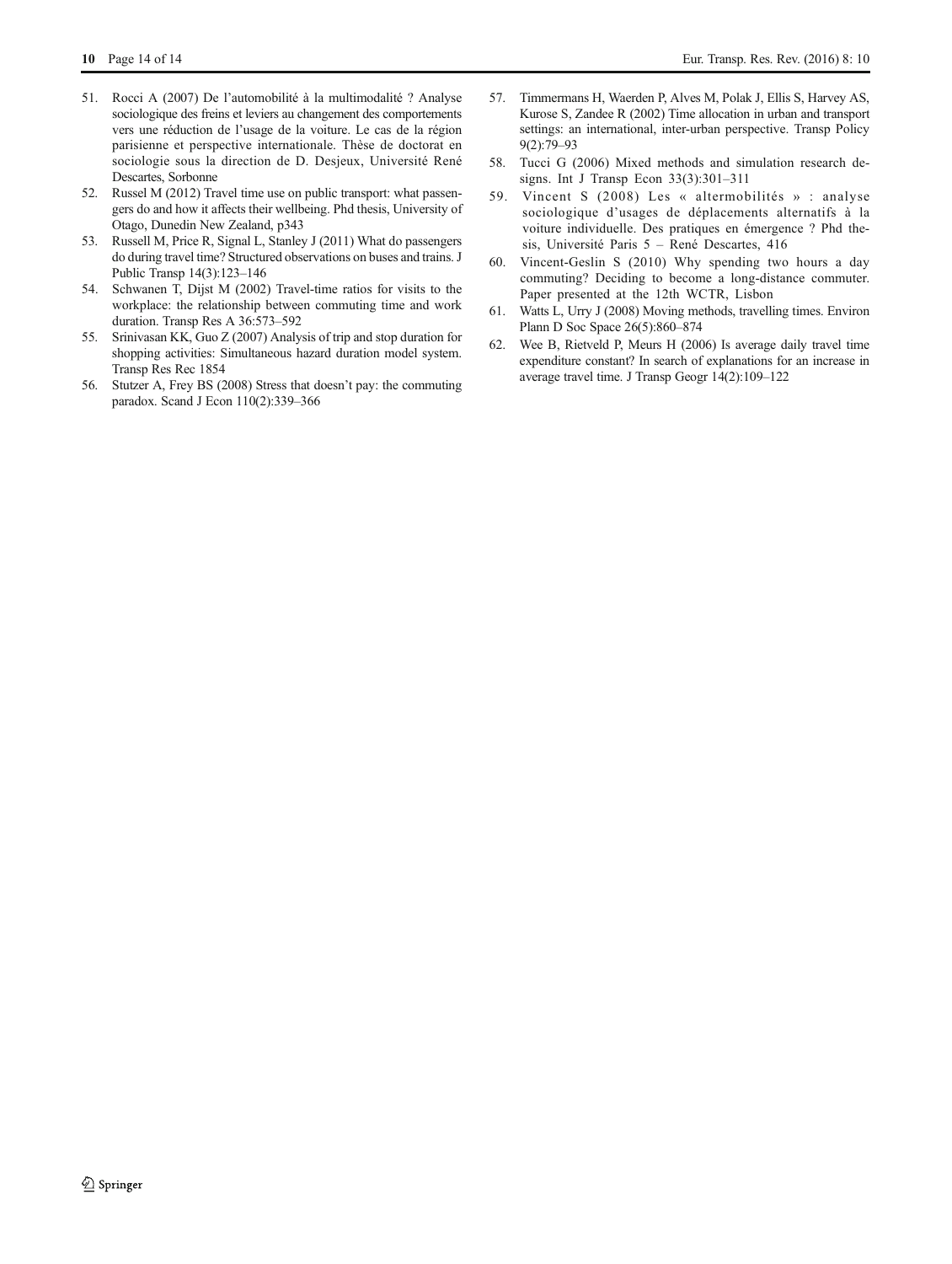51. Rocci A (2007) De l'automobilité à la multimodalité ? Analyse sociologique des freins et leviers au changement des comportements vers une réduction de l'usage de la voiture. Le cas de la région parisienne et perspective internationale. Thèse de doctorat en sociologie sous la direction de D. Desjeux, Université René Descartes, Sorbonne
52. Russel M (2012) Travel time use on public transport: what passengers do and how it affects their wellbeing. Phd thesis, University of Otago, Dunedin New Zealand, p343
53. Russell M, Price R, Signal L, Stanley J (2011) What do passengers do during travel time? Structured observations on buses and trains. J Public Transp 14(3):123–146
54. Schwanen T, Dijst M (2002) Travel-time ratios for visits to the workplace: the relationship between commuting time and work duration. Transp Res A 36:573–592
55. Srinivasan KK, Guo Z (2007) Analysis of trip and stop duration for shopping activities: Simultaneous hazard duration model system. Transp Res Rec 1854
56. Stutzer A, Frey BS (2008) Stress that doesn't pay: the commuting paradox. Scand J Econ 110(2):339–366
57. Timmermans H, Waerden P, Alves M, Polak J, Ellis S, Harvey AS, Kurose S, Zandee R (2002) Time allocation in urban and transport settings: an international, inter-urban perspective. Transp Policy 9(2):79–93
58. Tucci G (2006) Mixed methods and simulation research designs. Int J Transp Econ 33(3):301–311
59. Vincent S (2008) Les « altermobilités » : analyse sociologique d'usages de déplacements alternatifs à la voiture individuelle. Des pratiques en émergence ? Phd thesis, Université Paris 5 – René Descartes, 416
60. Vincent-Geslin S (2010) Why spending two hours a day commuting? Deciding to become a long-distance commuter. Paper presented at the 12th WCTR, Lisbon
61. Watts L, Urry J (2008) Moving methods, travelling times. Environ Plann D Soc Space 26(5):860–874
62. Wee B, Rietveld P, Meurs H (2006) Is average daily travel time expenditure constant? In search of explanations for an increase in average travel time. J Transp Geogr 14(2):109–122